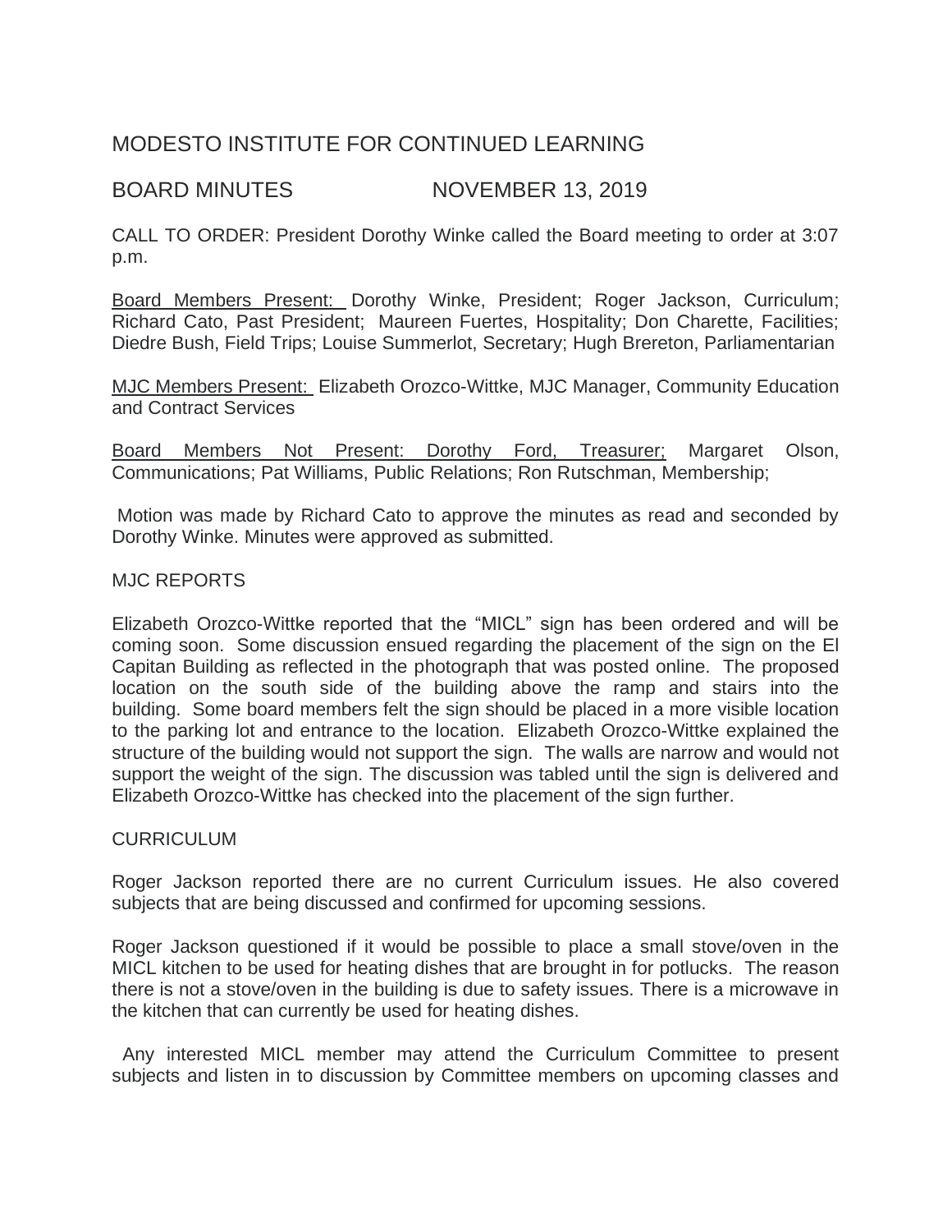# MODESTO INSTITUTE FOR CONTINUED LEARNING

## BOARD MINUTES NOVEMBER 13, 2019

CALL TO ORDER: President Dorothy Winke called the Board meeting to order at 3:07 p.m.

Board Members Present: Dorothy Winke, President; Roger Jackson, Curriculum; Richard Cato, Past President; Maureen Fuertes, Hospitality; Don Charette, Facilities; Diedre Bush, Field Trips; Louise Summerlot, Secretary; Hugh Brereton, Parliamentarian

MJC Members Present: Elizabeth Orozco-Wittke, MJC Manager, Community Education and Contract Services

Board Members Not Present: Dorothy Ford, Treasurer; Margaret Olson, Communications; Pat Williams, Public Relations; Ron Rutschman, Membership;

Motion was made by Richard Cato to approve the minutes as read and seconded by Dorothy Winke. Minutes were approved as submitted.

MJC REPORTS

Elizabeth Orozco-Wittke reported that the "MICL" sign has been ordered and will be coming soon. Some discussion ensued regarding the placement of the sign on the El Capitan Building as reflected in the photograph that was posted online. The proposed location on the south side of the building above the ramp and stairs into the building. Some board members felt the sign should be placed in a more visible location to the parking lot and entrance to the location. Elizabeth Orozco-Wittke explained the structure of the building would not support the sign. The walls are narrow and would not support the weight of the sign. The discussion was tabled until the sign is delivered and Elizabeth Orozco-Wittke has checked into the placement of the sign further.

CURRICULUM

Roger Jackson reported there are no current Curriculum issues. He also covered subjects that are being discussed and confirmed for upcoming sessions.

Roger Jackson questioned if it would be possible to place a small stove/oven in the MICL kitchen to be used for heating dishes that are brought in for potlucks. The reason there is not a stove/oven in the building is due to safety issues. There is a microwave in the kitchen that can currently be used for heating dishes.

Any interested MICL member may attend the Curriculum Committee to present subjects and listen in to discussion by Committee members on upcoming classes and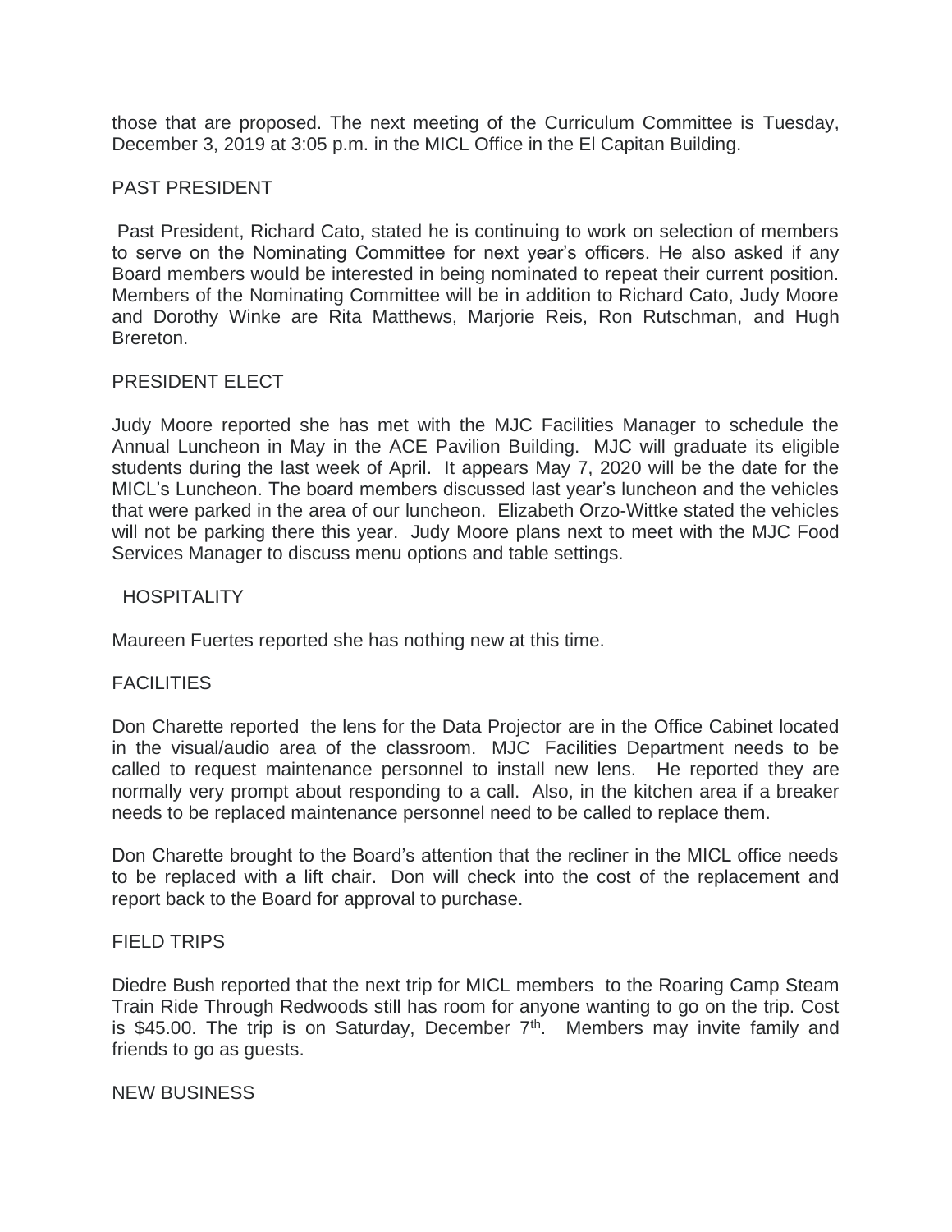those that are proposed. The next meeting of the Curriculum Committee is Tuesday, December 3, 2019 at 3:05 p.m. in the MICL Office in the El Capitan Building.

## PAST PRESIDENT

Past President, Richard Cato, stated he is continuing to work on selection of members to serve on the Nominating Committee for next year's officers. He also asked if any Board members would be interested in being nominated to repeat their current position. Members of the Nominating Committee will be in addition to Richard Cato, Judy Moore and Dorothy Winke are Rita Matthews, Marjorie Reis, Ron Rutschman, and Hugh Brereton.

## PRESIDENT ELECT

Judy Moore reported she has met with the MJC Facilities Manager to schedule the Annual Luncheon in May in the ACE Pavilion Building. MJC will graduate its eligible students during the last week of April. It appears May 7, 2020 will be the date for the MICL's Luncheon. The board members discussed last year's luncheon and the vehicles that were parked in the area of our luncheon. Elizabeth Orzo-Wittke stated the vehicles will not be parking there this year. Judy Moore plans next to meet with the MJC Food Services Manager to discuss menu options and table settings.

## HOSPITALITY

Maureen Fuertes reported she has nothing new at this time.

## FACILITIES

Don Charette reported the lens for the Data Projector are in the Office Cabinet located in the visual/audio area of the classroom. MJC Facilities Department needs to be called to request maintenance personnel to install new lens. He reported they are normally very prompt about responding to a call. Also, in the kitchen area if a breaker needs to be replaced maintenance personnel need to be called to replace them.

Don Charette brought to the Board's attention that the recliner in the MICL office needs to be replaced with a lift chair. Don will check into the cost of the replacement and report back to the Board for approval to purchase.

## FIELD TRIPS

Diedre Bush reported that the next trip for MICL members to the Roaring Camp Steam Train Ride Through Redwoods still has room for anyone wanting to go on the trip. Cost is $45.00. The trip is on Saturday, December 7th. Members may invite family and friends to go as guests.

## NEW BUSINESS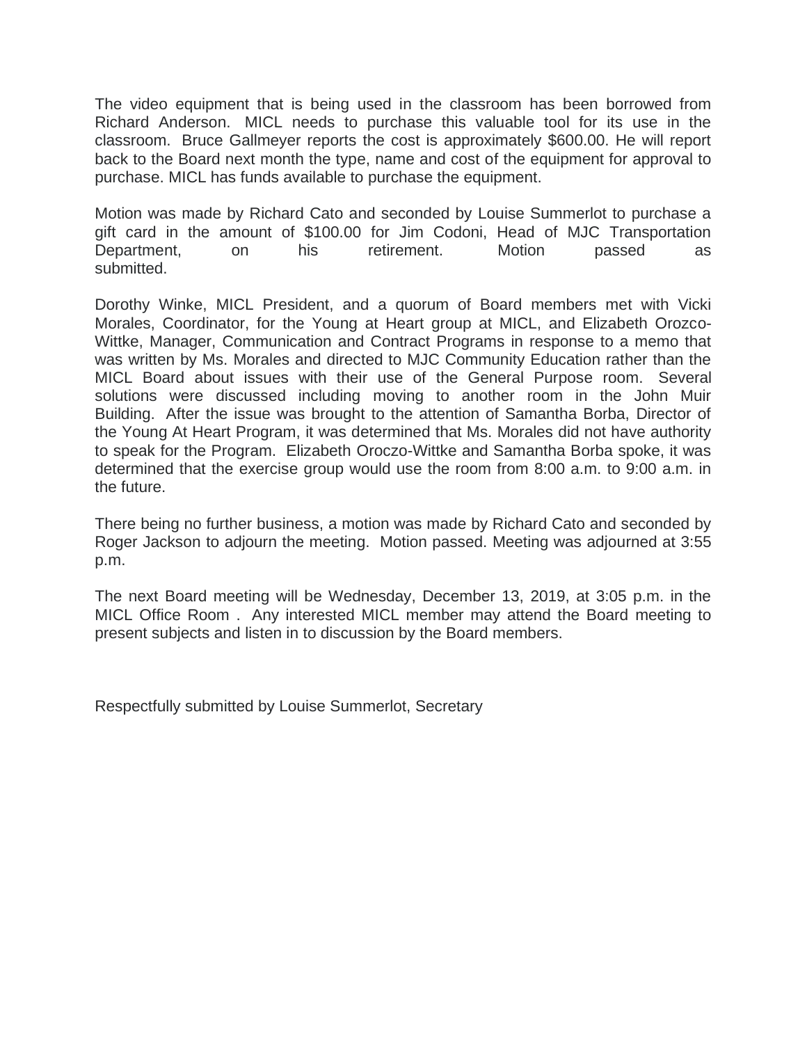The video equipment that is being used in the classroom has been borrowed from Richard Anderson. MICL needs to purchase this valuable tool for its use in the classroom. Bruce Gallmeyer reports the cost is approximately $600.00. He will report back to the Board next month the type, name and cost of the equipment for approval to purchase. MICL has funds available to purchase the equipment.

Motion was made by Richard Cato and seconded by Louise Summerlot to purchase a gift card in the amount of $100.00 for Jim Codoni, Head of MJC Transportation Department, on his retirement. Motion passed as submitted.

Dorothy Winke, MICL President, and a quorum of Board members met with Vicki Morales, Coordinator, for the Young at Heart group at MICL, and Elizabeth Orozco-Wittke, Manager, Communication and Contract Programs in response to a memo that was written by Ms. Morales and directed to MJC Community Education rather than the MICL Board about issues with their use of the General Purpose room. Several solutions were discussed including moving to another room in the John Muir Building. After the issue was brought to the attention of Samantha Borba, Director of the Young At Heart Program, it was determined that Ms. Morales did not have authority to speak for the Program. Elizabeth Oroczo-Wittke and Samantha Borba spoke, it was determined that the exercise group would use the room from 8:00 a.m. to 9:00 a.m. in the future.

There being no further business, a motion was made by Richard Cato and seconded by Roger Jackson to adjourn the meeting. Motion passed. Meeting was adjourned at 3:55 p.m.

The next Board meeting will be Wednesday, December 13, 2019, at 3:05 p.m. in the MICL Office Room . Any interested MICL member may attend the Board meeting to present subjects and listen in to discussion by the Board members.

Respectfully submitted by Louise Summerlot, Secretary